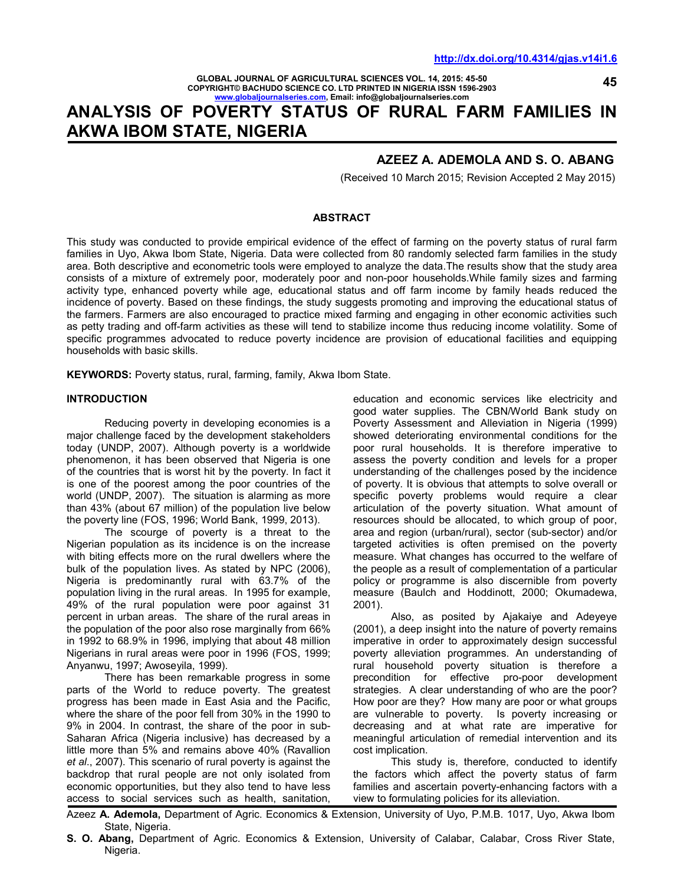# ANALYSIS OF POVERTY STATUS OF RURAL FARM FAMILIES IN AKWA IBOM STATE, NIGERIA

**AZEEZ A. ADEMOLA AND S. O. ABANG**

(Received 10 March 2015; Revision Accepted 2 May 2015)

## ABSTRACT

This study was conducted to provide empirical evidence of the effect of farming on the poverty status of rural farm families in Uyo, Akwa Ibom State, Nigeria. Data were collected from 80 randomly selected farm families in the study area. Both descriptive and econometric tools were employed to analyze the data.The results show that the study area consists of a mixture of extremely poor, moderately poor and non-poor households.While family sizes and farming activity type, enhanced poverty while age, educational status and off farm income by family heads reduced the incidence of poverty. Based on these findings, the study suggests promoting and improving the educational status of the farmers. Farmers are also encouraged to practice mixed farming and engaging in other economic activities such as petty trading and off-farm activities as these will tend to stabilize income thus reducing income volatility. Some of specific programmes advocated to reduce poverty incidence are provision of educational facilities and equipping households with basic skills.

**KEYWORDS:** Poverty status, rural, farming, family, Akwa Ibom State.

## INTRODUCTION

Reducing poverty in developing economies is a major challenge faced by the development stakeholders today (UNDP, 2007). Although poverty is a worldwide phenomenon, it has been observed that Nigeria is one of the countries that is worst hit by the poverty. In fact it is one of the poorest among the poor countries of the world (UNDP, 2007). The situation is alarming as more than 43% (about 67 million) of the population live below the poverty line (FOS, 1996; World Bank, 1999, 2013).

The scourge of poverty is a threat to the Nigerian population as its incidence is on the increase with biting effects more on the rural dwellers where the bulk of the population lives. As stated by NPC (2006), Nigeria is predominantly rural with 63.7% of the population living in the rural areas. In 1995 for example, 49% of the rural population were poor against 31 percent in urban areas. The share of the rural areas in the population of the poor also rose marginally from 66% in 1992 to 68.9% in 1996, implying that about 48 million Nigerians in rural areas were poor in 1996 (FOS, 1999; Anyanwu, 1997; Awoseyila, 1999).

There has been remarkable progress in some parts of the World to reduce poverty. The greatest progress has been made in East Asia and the Pacific, where the share of the poor fell from 30% in the 1990 to 9% in 2004. In contrast, the share of the poor in sub-Saharan Africa (Nigeria inclusive) has decreased by a little more than 5% and remains above 40% (Ravallion *et al*., 2007). This scenario of rural poverty is against the backdrop that rural people are not only isolated from economic opportunities, but they also tend to have less access to social services such as health, sanitation, education and economic services like electricity and good water supplies. The CBN/World Bank study on Poverty Assessment and Alleviation in Nigeria (1999) showed deteriorating environmental conditions for the poor rural households. It is therefore imperative to assess the poverty condition and levels for a proper understanding of the challenges posed by the incidence of poverty. It is obvious that attempts to solve overall or specific poverty problems would require a clear articulation of the poverty situation. What amount of resources should be allocated, to which group of poor, area and region (urban/rural), sector (sub-sector) and/or targeted activities is often premised on the poverty measure. What changes has occurred to the welfare of the people as a result of complementation of a particular policy or programme is also discernible from poverty measure (Baulch and Hoddinott, 2000; Okumadewa, 2001).

Also, as posited by Ajakaiye and Adeyeye (2001), a deep insight into the nature of poverty remains imperative in order to approximately design successful poverty alleviation programmes. An understanding of rural household poverty situation is therefore a precondition for effective pro-poor development strategies. A clear understanding of who are the poor? How poor are they? How many are poor or what groups are vulnerable to poverty. Is poverty increasing or decreasing and at what rate are imperative for meaningful articulation of remedial intervention and its cost implication.

This study is, therefore, conducted to identify the factors which affect the poverty status of farm families and ascertain poverty-enhancing factors with a view to formulating policies for its alleviation.

---

Azeez **A. Ademola,** Department of Agric. Economics & Extension, University of Uyo, P.M.B. 1017, Uyo, Akwa Ibom State, Nigeria.

**S. O. Abang,** Department of Agric. Economics & Extension, University of Calabar, Calabar, Cross River State, Nigeria.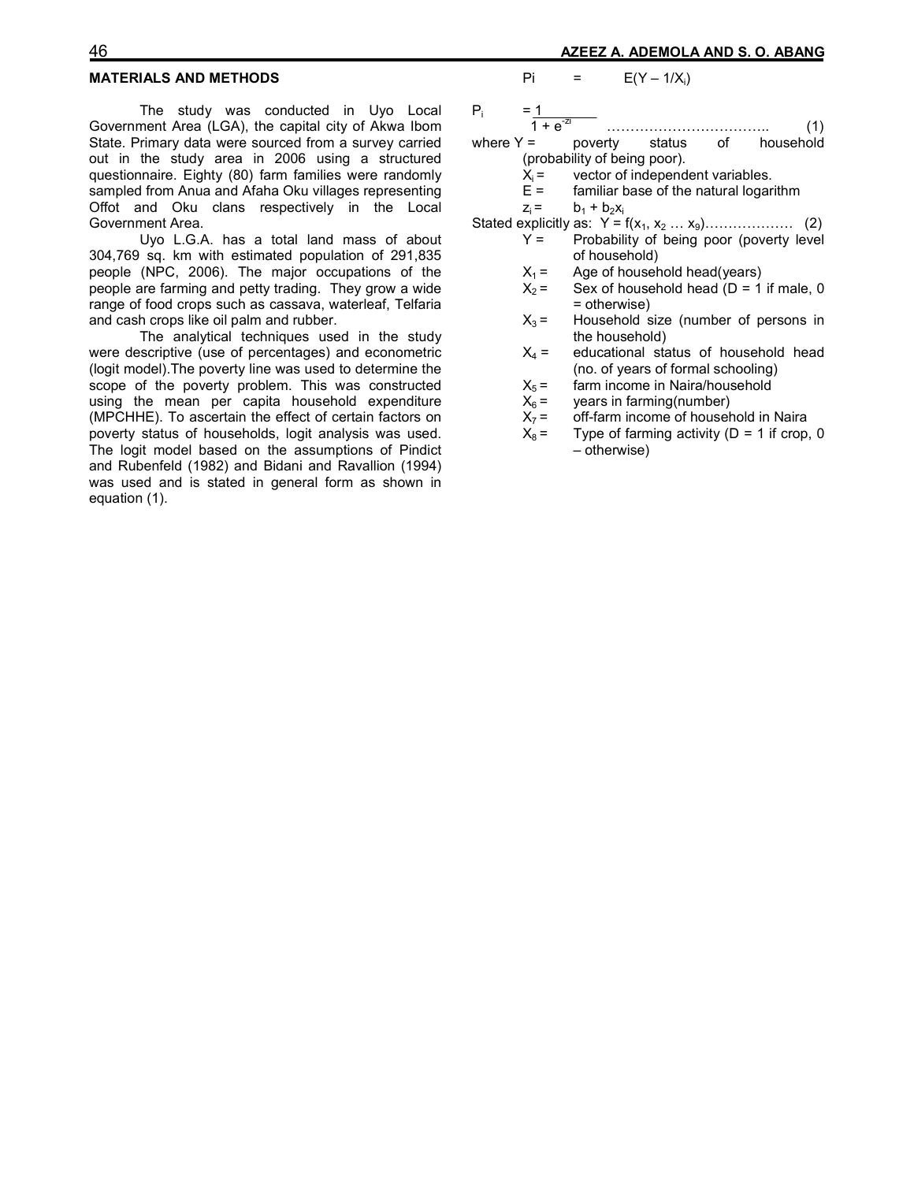## MATERIALS AND METHODS

The study was conducted in Uyo Local Government Area (LGA), the capital city of Akwa Ibom State. Primary data were sourced from a survey carried out in the study area in 2006 using a structured questionnaire. Eighty (80) farm families were randomly sampled from Anua and Afaha Oku villages representing Offot and Oku clans respectively in the Local Government Area.

Uyo L.G.A. has a total land mass of about 304,769 sq. km with estimated population of 291,835 people (NPC, 2006). The major occupations of the people are farming and petty trading. They grow a wide range of food crops such as cassava, waterleaf, Telfaria and cash crops like oil palm and rubber.

The analytical techniques used in the study were descriptive (use of percentages) and econometric (logit model).The poverty line was used to determine the scope of the poverty problem. This was constructed using the mean per capita household expenditure (MPCHHE). To ascertain the effect of certain factors on poverty status of households, logit analysis was used. The logit model based on the assumptions of Pindict and Rubenfeld (1982) and Bidani and Ravallion (1994) was used and is stated in general form as shown in equation (1).

$$Pi = E(Y - 1/X_i)$$

$$P_i = \frac{1}{1 + e^{-z_i}} \quad \ldots\ldots\ldots\ldots\ldots\ldots\ldots\ldots\ldots\ldots \quad (1)$$

where Y = poverty status of household (probability of being poor).

- $X_i$ = vector of independent variables.
- E = familiar base of the natural logarithm
- $z_i$ = $b_1 + b_2x_i$

Stated explicitly as: $Y = f(x_1, x_2 \ldots x_9)$……………… (2)

- Y = Probability of being poor (poverty level of household)
- $X_1$ = Age of household head(years)
- $X_2$ = Sex of household head (D = 1 if male, 0 = otherwise)
- $X_3$ = Household size (number of persons in the household)
- $X_4$ = educational status of household head (no. of years of formal schooling)
- $X_5$ = farm income in Naira/household
- $X_6$ = years in farming(number)
- $X_7$ = off-farm income of household in Naira
- $X_8$ = Type of farming activity (D = 1 if crop, 0 – otherwise)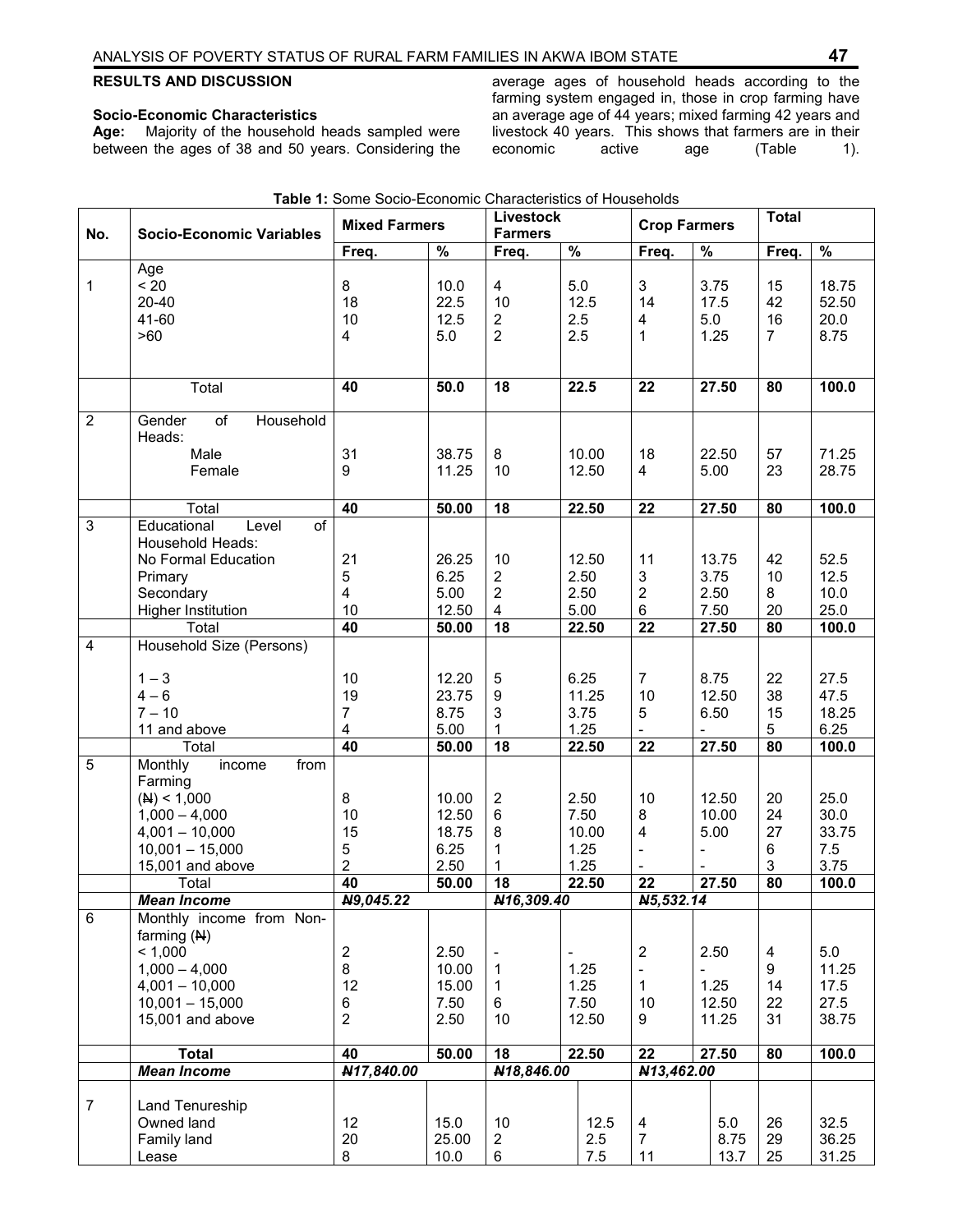## RESULTS AND DISCUSSION

### Socio-Economic Characteristics

**Age:** Majority of the household heads sampled were between the ages of 38 and 50 years. Considering the average ages of household heads according to the farming system engaged in, those in crop farming have an average age of 44 years; mixed farming 42 years and livestock 40 years. This shows that farmers are in their economic active age (Table 1).

**Table 1:** Some Socio-Economic Characteristics of Households

| No. | Socio-Economic Variables | Mixed Farmers | | Livestock Farmers | | Crop Farmers | | Total | |
|---|---|---|---|---|---|---|---|---|---|
| | | Freq. | % | Freq. | % | Freq. | % | Freq. | % |
| 1 | Age | | | | | | | | |
| | < 20 | 8 | 10.0 | 4 | 5.0 | 3 | 3.75 | 15 | 18.75 |
| | 20-40 | 18 | 22.5 | 10 | 12.5 | 14 | 17.5 | 42 | 52.50 |
| | 41-60 | 10 | 12.5 | 2 | 2.5 | 4 | 5.0 | 16 | 20.0 |
| | >60 | 4 | 5.0 | 2 | 2.5 | 1 | 1.25 | 7 | 8.75 |
| | Total | **40** | **50.0** | **18** | **22.5** | **22** | **27.50** | **80** | **100.0** |
| 2 | Gender of Household Heads: | | | | | | | | |
| | Male | 31 | 38.75 | 8 | 10.00 | 18 | 22.50 | 57 | 71.25 |
| | Female | 9 | 11.25 | 10 | 12.50 | 4 | 5.00 | 23 | 28.75 |
| | Total | **40** | **50.00** | **18** | **22.50** | **22** | **27.50** | **80** | **100.0** |
| 3 | Educational Level of Household Heads: | | | | | | | | |
| | No Formal Education | 21 | 26.25 | 10 | 12.50 | 11 | 13.75 | 42 | 52.5 |
| | Primary | 5 | 6.25 | 2 | 2.50 | 3 | 3.75 | 10 | 12.5 |
| | Secondary | 4 | 5.00 | 2 | 2.50 | 2 | 2.50 | 8 | 10.0 |
| | Higher Institution | 10 | 12.50 | 4 | 5.00 | 6 | 7.50 | 20 | 25.0 |
| | Total | **40** | **50.00** | **18** | **22.50** | **22** | **27.50** | **80** | **100.0** |
| 4 | Household Size (Persons) | | | | | | | | |
| | 1 – 3 | 10 | 12.20 | 5 | 6.25 | 7 | 8.75 | 22 | 27.5 |
| | 4 – 6 | 19 | 23.75 | 9 | 11.25 | 10 | 12.50 | 38 | 47.5 |
| | 7 – 10 | 7 | 8.75 | 3 | 3.75 | 5 | 6.50 | 15 | 18.25 |
| | 11 and above | 4 | 5.00 | 1 | 1.25 | - | - | 5 | 6.25 |
| | Total | **40** | **50.00** | **18** | **22.50** | **22** | **27.50** | **80** | **100.0** |
| 5 | Monthly income from Farming | | | | | | | | |
| | (₦) < 1,000 | 8 | 10.00 | 2 | 2.50 | 10 | 12.50 | 20 | 25.0 |
| | 1,000 – 4,000 | 10 | 12.50 | 6 | 7.50 | 8 | 10.00 | 24 | 30.0 |
| | 4,001 – 10,000 | 15 | 18.75 | 8 | 10.00 | 4 | 5.00 | 27 | 33.75 |
| | 10,001 – 15,000 | 5 | 6.25 | 1 | 1.25 | - | - | 6 | 7.5 |
| | 15,001 and above | 2 | 2.50 | 1 | 1.25 | - | - | 3 | 3.75 |
| | Total | **40** | **50.00** | **18** | **22.50** | **22** | **27.50** | **80** | **100.0** |
| | ***Mean Income*** | ***₦9,045.22*** | | ***₦16,309.40*** | | ***₦5,532.14*** | | | |
| 6 | Monthly income from Non-farming (₦) | | | | | | | | |
| | < 1,000 | 2 | 2.50 | - | - | 2 | 2.50 | 4 | 5.0 |
| | 1,000 – 4,000 | 8 | 10.00 | 1 | 1.25 | - | - | 9 | 11.25 |
| | 4,001 – 10,000 | 12 | 15.00 | 1 | 1.25 | 1 | 1.25 | 14 | 17.5 |
| | 10,001 – 15,000 | 6 | 7.50 | 6 | 7.50 | 10 | 12.50 | 22 | 27.5 |
| | 15,001 and above | 2 | 2.50 | 10 | 12.50 | 9 | 11.25 | 31 | 38.75 |
| | **Total** | **40** | **50.00** | **18** | **22.50** | **22** | **27.50** | **80** | **100.0** |
| | ***Mean Income*** | ***₦17,840.00*** | | ***₦18,846.00*** | | ***₦13,462.00*** | | | |
| 7 | Land Tenureship | | | | | | | | |
| | Owned land | 12 | 15.0 | 10 | 12.5 | 4 | 5.0 | 26 | 32.5 |
| | Family land | 20 | 25.00 | 2 | 2.5 | 7 | 8.75 | 29 | 36.25 |
| | Lease | 8 | 10.0 | 6 | 7.5 | 11 | 13.7 | 25 | 31.25 |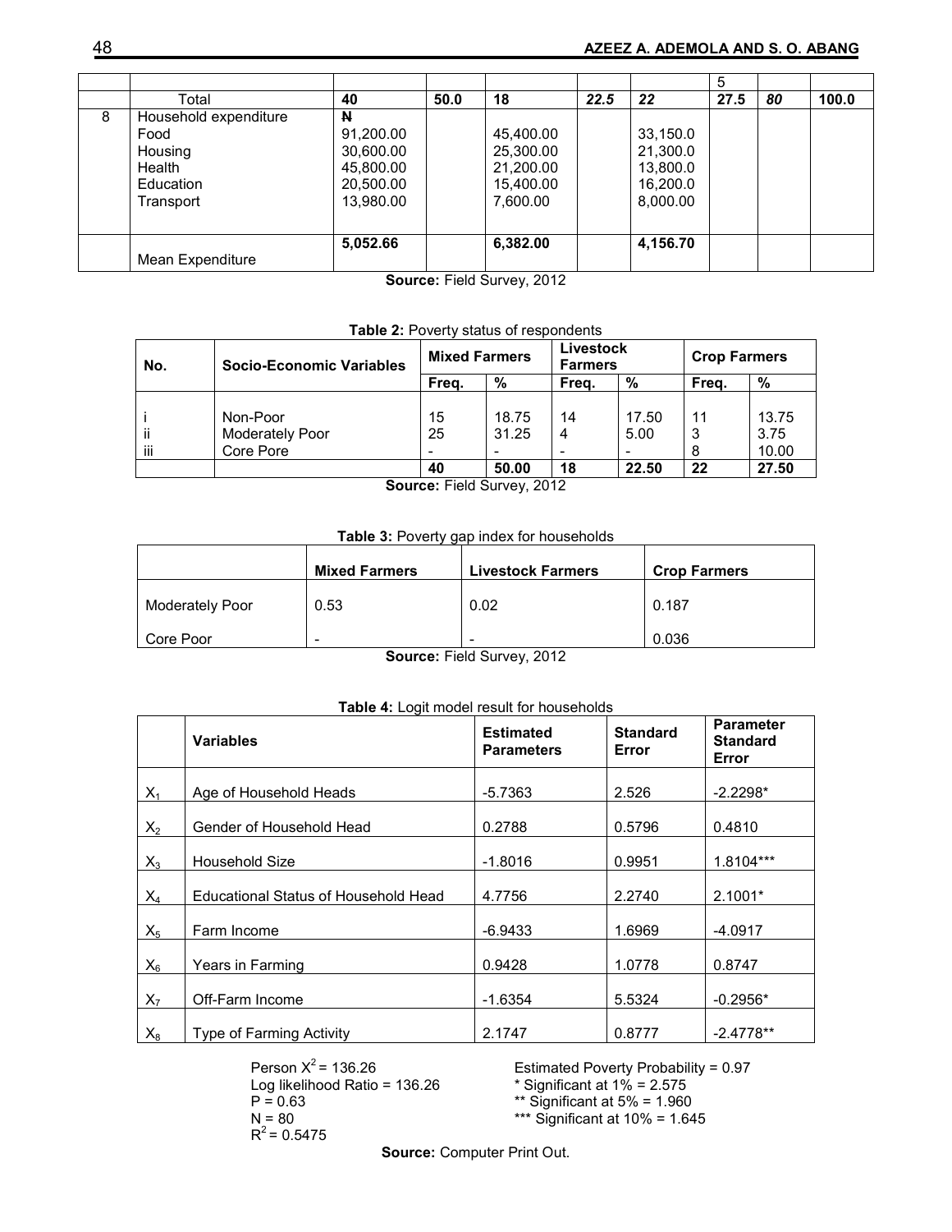|  |  |  |  |  |  |  | 5 |  |  |
|---|---|---|---|---|---|---|---|---|---|
|  | Total | **40** | **50.0** | **18** | ***22.5*** | ***22*** | **27.5** | ***80*** | **100.0** |
| 8 | Household expenditure<br>Food<br>Housing<br>Health<br>Education<br>Transport | ₦<br>91,200.00<br>30,600.00<br>45,800.00<br>20,500.00<br>13,980.00 |  | 45,400.00<br>25,300.00<br>21,200.00<br>15,400.00<br>7,600.00 |  | 33,150.0<br>21,300.0<br>13,800.0<br>16,200.0<br>8,000.00 |  |  |  |
|  | Mean Expenditure | **5,052.66** |  | **6,382.00** |  | **4,156.70** |  |  |  |

**Source:** Field Survey, 2012

**Table 2:** Poverty status of respondents

| No. | Socio-Economic Variables | Mixed Farmers | | Livestock Farmers | | Crop Farmers | |
|---|---|---|---|---|---|---|---|
|  |  | Freq. | % | Freq. | % | Freq. | % |
| i | Non-Poor | 15 | 18.75 | 14 | 17.50 | 11 | 13.75 |
| ii | Moderately Poor | 25 | 31.25 | 4 | 5.00 | 3 | 3.75 |
| iii | Core Pore | - | - | - | - | 8 | 10.00 |
|  |  | **40** | **50.00** | **18** | **22.50** | **22** | **27.50** |

**Source:** Field Survey, 2012

**Table 3:** Poverty gap index for households

|  | Mixed Farmers | Livestock Farmers | Crop Farmers |
|---|---|---|---|
| Moderately Poor | 0.53 | 0.02 | 0.187 |
| Core Poor | - | - | 0.036 |

**Source:** Field Survey, 2012

**Table 4:** Logit model result for households

|  | Variables | Estimated Parameters | Standard Error | Parameter Standard Error |
|---|---|---|---|---|
| $X_1$ | Age of Household Heads | -5.7363 | 2.526 | -2.2298* |
| $X_2$ | Gender of Household Head | 0.2788 | 0.5796 | 0.4810 |
| $X_3$ | Household Size | -1.8016 | 0.9951 | 1.8104*** |
| $X_4$ | Educational Status of Household Head | 4.7756 | 2.2740 | 2.1001* |
| $X_5$ | Farm Income | -6.9433 | 1.6969 | -4.0917 |
| $X_6$ | Years in Farming | 0.9428 | 1.0778 | 0.8747 |
| $X_7$ | Off-Farm Income | -1.6354 | 5.5324 | -0.2956* |
| $X_8$ | Type of Farming Activity | 2.1747 | 0.8777 | -2.4778** |

Person $X^2$ = 136.26
Log likelihood Ratio = 136.26
P = 0.63
N = 80
$R^2$ = 0.5475

Estimated Poverty Probability = 0.97
* Significant at 1% = 2.575
** Significant at 5% = 1.960
*** Significant at 10% = 1.645

**Source:** Computer Print Out.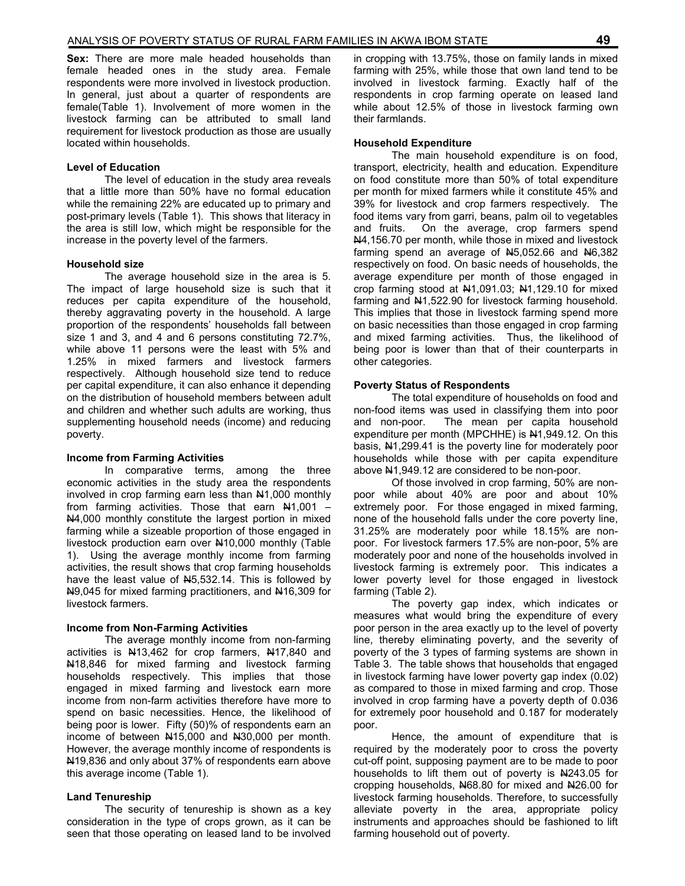**Sex:** There are more male headed households than female headed ones in the study area. Female respondents were more involved in livestock production. In general, just about a quarter of respondents are female(Table 1). Involvement of more women in the livestock farming can be attributed to small land requirement for livestock production as those are usually located within households.

**Level of Education**

The level of education in the study area reveals that a little more than 50% have no formal education while the remaining 22% are educated up to primary and post-primary levels (Table 1). This shows that literacy in the area is still low, which might be responsible for the increase in the poverty level of the farmers.

**Household size**

The average household size in the area is 5. The impact of large household size is such that it reduces per capita expenditure of the household, thereby aggravating poverty in the household. A large proportion of the respondents' households fall between size 1 and 3, and 4 and 6 persons constituting 72.7%, while above 11 persons were the least with 5% and 1.25% in mixed farmers and livestock farmers respectively. Although household size tend to reduce per capital expenditure, it can also enhance it depending on the distribution of household members between adult and children and whether such adults are working, thus supplementing household needs (income) and reducing poverty.

**Income from Farming Activities**

In comparative terms, among the three economic activities in the study area the respondents involved in crop farming earn less than ₦1,000 monthly from farming activities. Those that earn ₦1,001 – ₦4,000 monthly constitute the largest portion in mixed farming while a sizeable proportion of those engaged in livestock production earn over ₦10,000 monthly (Table 1). Using the average monthly income from farming activities, the result shows that crop farming households have the least value of ₦5,532.14. This is followed by ₦9,045 for mixed farming practitioners, and ₦16,309 for livestock farmers.

**Income from Non-Farming Activities**

The average monthly income from non-farming activities is ₦13,462 for crop farmers, ₦17,840 and ₦18,846 for mixed farming and livestock farming households respectively. This implies that those engaged in mixed farming and livestock earn more income from non-farm activities therefore have more to spend on basic necessities. Hence, the likelihood of being poor is lower. Fifty (50)% of respondents earn an income of between ₦15,000 and ₦30,000 per month. However, the average monthly income of respondents is ₦19,836 and only about 37% of respondents earn above this average income (Table 1).

**Land Tenureship**

The security of tenureship is shown as a key consideration in the type of crops grown, as it can be seen that those operating on leased land to be involved in cropping with 13.75%, those on family lands in mixed farming with 25%, while those that own land tend to be involved in livestock farming. Exactly half of the respondents in crop farming operate on leased land while about 12.5% of those in livestock farming own their farmlands.

**Household Expenditure**

The main household expenditure is on food, transport, electricity, health and education. Expenditure on food constitute more than 50% of total expenditure per month for mixed farmers while it constitute 45% and 39% for livestock and crop farmers respectively. The food items vary from garri, beans, palm oil to vegetables and fruits. On the average, crop farmers spend ₦4,156.70 per month, while those in mixed and livestock farming spend an average of ₦5,052.66 and ₦6,382 respectively on food. On basic needs of households, the average expenditure per month of those engaged in crop farming stood at ₦1,091.03; ₦1,129.10 for mixed farming and ₦1,522.90 for livestock farming household. This implies that those in livestock farming spend more on basic necessities than those engaged in crop farming and mixed farming activities. Thus, the likelihood of being poor is lower than that of their counterparts in other categories.

**Poverty Status of Respondents**

The total expenditure of households on food and non-food items was used in classifying them into poor and non-poor. The mean per capita household expenditure per month (MPCHHE) is ₦1,949.12. On this basis, ₦1,299.41 is the poverty line for moderately poor households while those with per capita expenditure above ₦1,949.12 are considered to be non-poor.

Of those involved in crop farming, 50% are non-poor while about 40% are poor and about 10% extremely poor. For those engaged in mixed farming, none of the household falls under the core poverty line, 31.25% are moderately poor while 18.15% are non-poor. For livestock farmers 17.5% are non-poor, 5% are moderately poor and none of the households involved in livestock farming is extremely poor. This indicates a lower poverty level for those engaged in livestock farming (Table 2).

The poverty gap index, which indicates or measures what would bring the expenditure of every poor person in the area exactly up to the level of poverty line, thereby eliminating poverty, and the severity of poverty of the 3 types of farming systems are shown in Table 3. The table shows that households that engaged in livestock farming have lower poverty gap index (0.02) as compared to those in mixed farming and crop. Those involved in crop farming have a poverty depth of 0.036 for extremely poor household and 0.187 for moderately poor.

Hence, the amount of expenditure that is required by the moderately poor to cross the poverty cut-off point, supposing payment are to be made to poor households to lift them out of poverty is ₦243.05 for cropping households, ₦68.80 for mixed and ₦26.00 for livestock farming households. Therefore, to successfully alleviate poverty in the area, appropriate policy instruments and approaches should be fashioned to lift farming household out of poverty.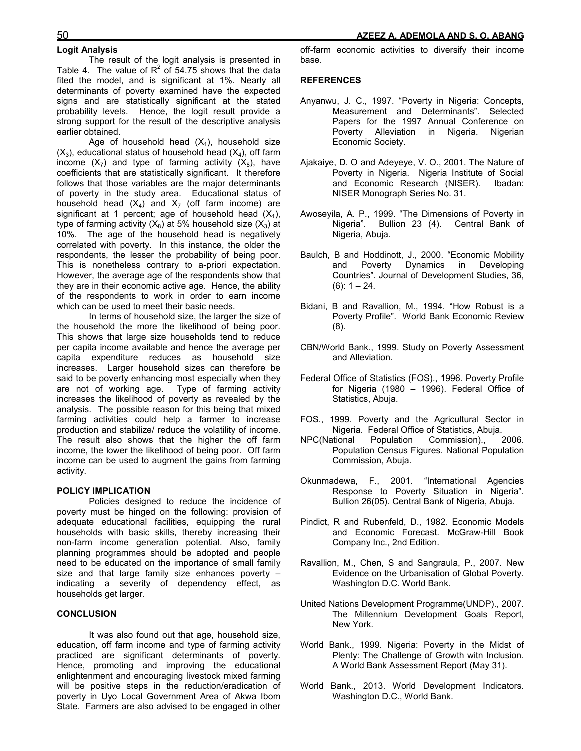### Logit Analysis

The result of the logit analysis is presented in Table 4. The value of $R^2$ of 54.75 shows that the data fited the model, and is significant at 1%. Nearly all determinants of poverty examined have the expected signs and are statistically significant at the stated probability levels. Hence, the logit result provide a strong support for the result of the descriptive analysis earlier obtained.

Age of household head ($X_1$), household size ($X_3$), educational status of household head ($X_4$), off farm income ($X_7$) and type of farming activity ($X_8$), have coefficients that are statistically significant. It therefore follows that those variables are the major determinants of poverty in the study area. Educational status of household head ($X_4$) and $X_7$ (off farm income) are significant at 1 percent; age of household head ($X_1$), type of farming activity ($X_8$) at 5% household size ($X_3$) at 10%. The age of the household head is negatively correlated with poverty. In this instance, the older the respondents, the lesser the probability of being poor. This is nonetheless contrary to a-priori expectation. However, the average age of the respondents show that they are in their economic active age. Hence, the ability of the respondents to work in order to earn income which can be used to meet their basic needs.

In terms of household size, the larger the size of the household the more the likelihood of being poor. This shows that large size households tend to reduce per capita income available and hence the average per capita expenditure reduces as household size increases. Larger household sizes can therefore be said to be poverty enhancing most especially when they are not of working age. Type of farming activity increases the likelihood of poverty as revealed by the analysis. The possible reason for this being that mixed farming activities could help a farmer to increase production and stabilize/ reduce the volatility of income. The result also shows that the higher the off farm income, the lower the likelihood of being poor. Off farm income can be used to augment the gains from farming activity.

## POLICY IMPLICATION

Policies designed to reduce the incidence of poverty must be hinged on the following: provision of adequate educational facilities, equipping the rural households with basic skills, thereby increasing their non-farm income generation potential. Also, family planning programmes should be adopted and people need to be educated on the importance of small family size and that large family size enhances poverty – indicating a severity of dependency effect, as households get larger.

## CONCLUSION

It was also found out that age, household size, education, off farm income and type of farming activity practiced are significant determinants of poverty. Hence, promoting and improving the educational enlightenment and encouraging livestock mixed farming will be positive steps in the reduction/eradication of poverty in Uyo Local Government Area of Akwa Ibom State. Farmers are also advised to be engaged in other off-farm economic activities to diversify their income base.

## REFERENCES

Anyanwu, J. C., 1997. "Poverty in Nigeria: Concepts, Measurement and Determinants". Selected Papers for the 1997 Annual Conference on Poverty Alleviation in Nigeria. Nigerian Economic Society.

Ajakaiye, D. O and Adeyeye, V. O., 2001. The Nature of Poverty in Nigeria. Nigeria Institute of Social and Economic Research (NISER). Ibadan: NISER Monograph Series No. 31.

Awoseyila, A. P., 1999. "The Dimensions of Poverty in Nigeria". Bullion 23 (4). Central Bank of Nigeria, Abuja.

Baulch, B and Hoddinott, J., 2000. "Economic Mobility and Poverty Dynamics in Developing Countries". Journal of Development Studies, 36, (6): 1 – 24.

Bidani, B and Ravallion, M., 1994. "How Robust is a Poverty Profile". World Bank Economic Review (8).

CBN/World Bank., 1999. Study on Poverty Assessment and Alleviation.

Federal Office of Statistics (FOS)., 1996. Poverty Profile for Nigeria (1980 – 1996). Federal Office of Statistics, Abuja.

FOS., 1999. Poverty and the Agricultural Sector in Nigeria. Federal Office of Statistics, Abuja.

NPC(National Population Commission)., 2006. Population Census Figures. National Population Commission, Abuja.

Okunmadewa, F., 2001. "International Agencies Response to Poverty Situation in Nigeria". Bullion 26(05). Central Bank of Nigeria, Abuja.

Pindict, R and Rubenfeld, D., 1982. Economic Models and Economic Forecast. McGraw-Hill Book Company Inc., 2nd Edition.

Ravallion, M., Chen, S and Sangraula, P., 2007. New Evidence on the Urbanisation of Global Poverty. Washington D.C. World Bank.

United Nations Development Programme(UNDP)., 2007. The Millennium Development Goals Report, New York.

World Bank., 1999. Nigeria: Poverty in the Midst of Plenty: The Challenge of Growth witn Inclusion. A World Bank Assessment Report (May 31).

World Bank., 2013. World Development Indicators. Washington D.C., World Bank.